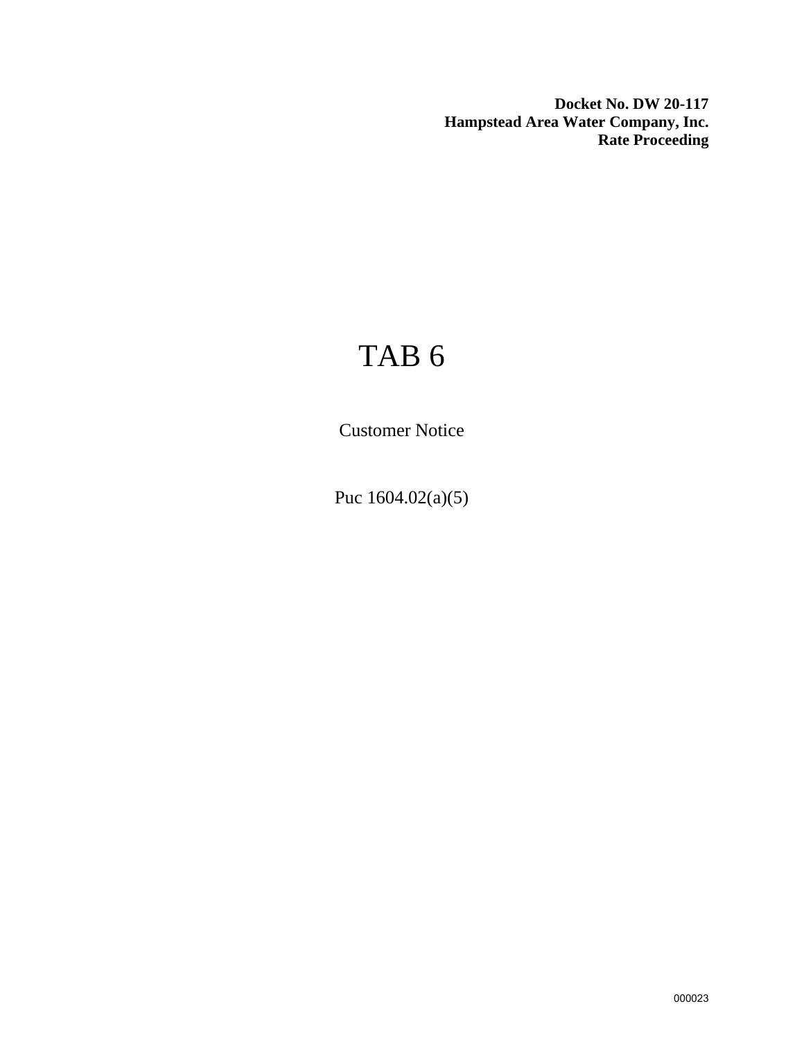**Docket No. DW 20-117**
**Hampstead Area Water Company, Inc.**
**Rate Proceeding**

# TAB 6

Customer Notice

Puc 1604.02(a)(5)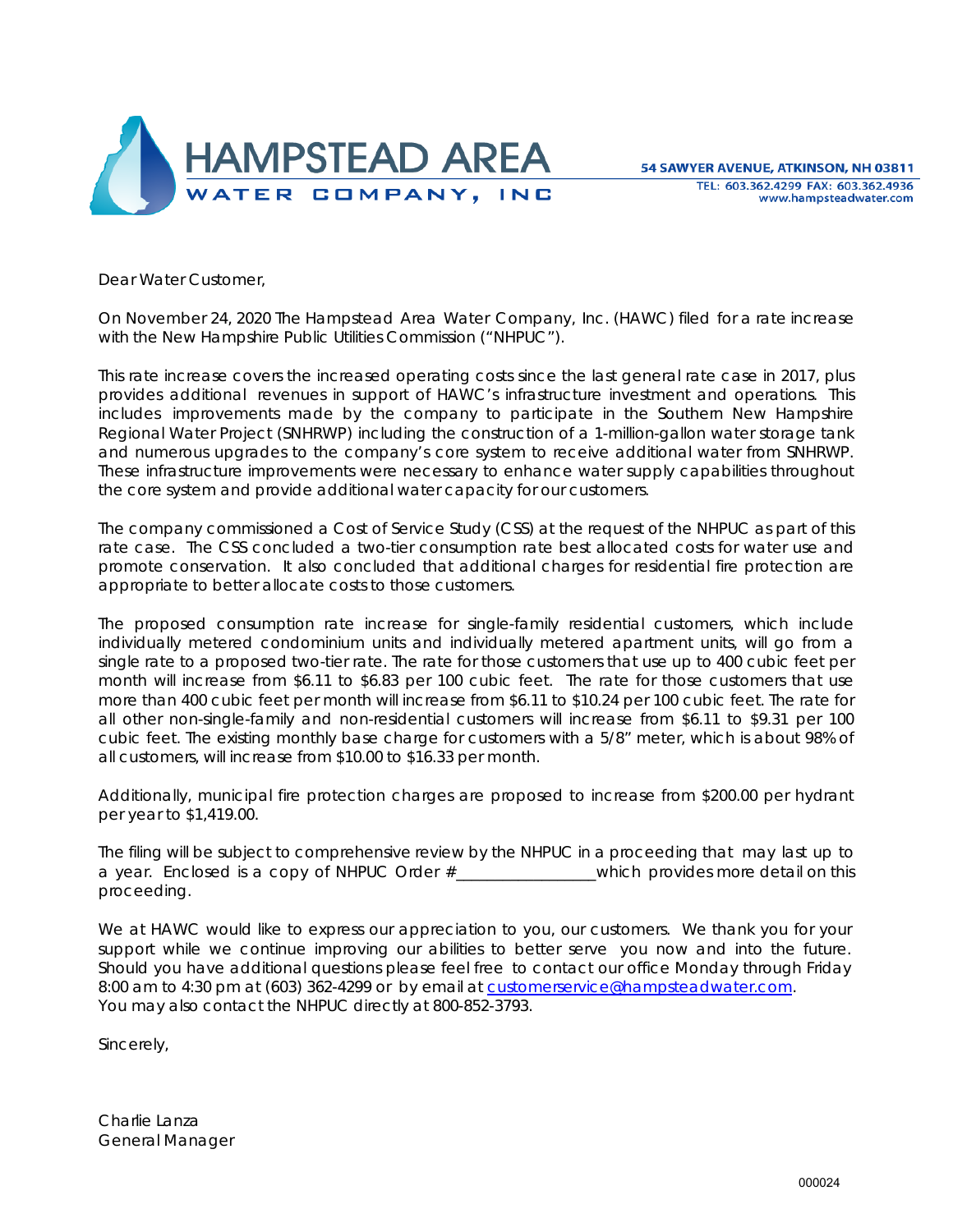HAMPSTEAD AREA
WATER COMPANY, INC

54 SAWYER AVENUE, ATKINSON, NH 03811
TEL: 603.362.4299 FAX: 603.362.4936
www.hampsteadwater.com

Dear Water Customer,

On November 24, 2020 The Hampstead Area Water Company, Inc. (HAWC) filed for a rate increase with the New Hampshire Public Utilities Commission ("NHPUC").

This rate increase covers the increased operating costs since the last general rate case in 2017, plus provides additional revenues in support of HAWC's infrastructure investment and operations. This includes improvements made by the company to participate in the Southern New Hampshire Regional Water Project (SNHRWP) including the construction of a 1-million-gallon water storage tank and numerous upgrades to the company's core system to receive additional water from SNHRWP. These infrastructure improvements were necessary to enhance water supply capabilities throughout the core system and provide additional water capacity for our customers.

The company commissioned a Cost of Service Study (CSS) at the request of the NHPUC as part of this rate case. The CSS concluded a two-tier consumption rate best allocated costs for water use and promote conservation. It also concluded that additional charges for residential fire protection are appropriate to better allocate costs to those customers.

The proposed consumption rate increase for single-family residential customers, which include individually metered condominium units and individually metered apartment units, will go from a single rate to a proposed two-tier rate. The rate for those customers that use up to 400 cubic feet per month will increase from $6.11 to $6.83 per 100 cubic feet. The rate for those customers that use more than 400 cubic feet per month will increase from $6.11 to $10.24 per 100 cubic feet. The rate for all other non-single-family and non-residential customers will increase from $6.11 to $9.31 per 100 cubic feet. The existing monthly base charge for customers with a 5/8" meter, which is about 98% of all customers, will increase from $10.00 to $16.33 per month.

Additionally, municipal fire protection charges are proposed to increase from $200.00 per hydrant per year to $1,419.00.

The filing will be subject to comprehensive review by the NHPUC in a proceeding that may last up to a year. Enclosed is a copy of NHPUC Order #_________________ which provides more detail on this proceeding.

We at HAWC would like to express our appreciation to you, our customers. We thank you for your support while we continue improving our abilities to better serve you now and into the future. Should you have additional questions please feel free to contact our office Monday through Friday 8:00 am to 4:30 pm at (603) 362-4299 or by email at customerservice@hampsteadwater.com. You may also contact the NHPUC directly at 800-852-3793.

Sincerely,

Charlie Lanza
General Manager